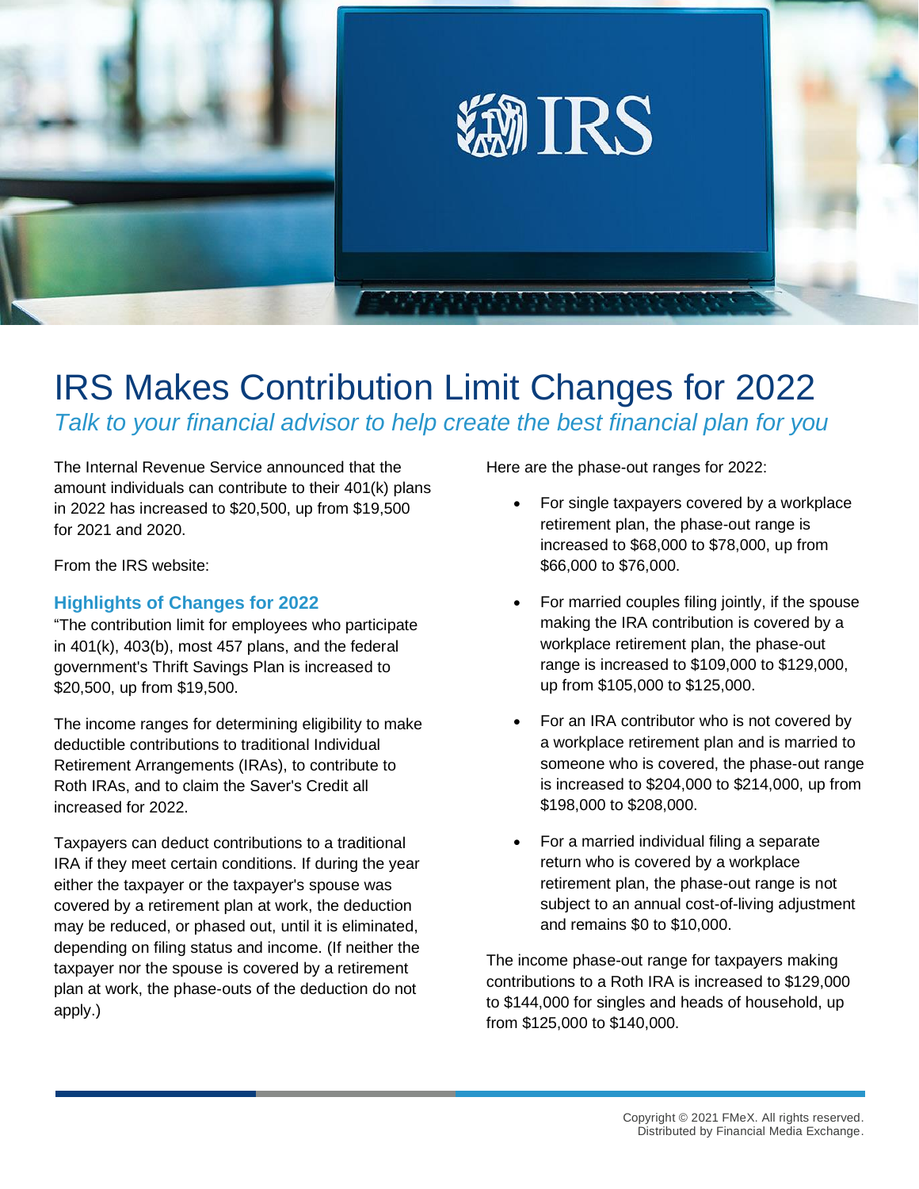# IRS Makes Contribution Limit Changes for 2022

*Talk to your financial advisor to help create the best financial plan for you*

The Internal Revenue Service announced that the amount individuals can contribute to their 401(k) plans in 2022 has increased to $20,500, up from $19,500 for 2021 and 2020.

From the IRS website:

### Highlights of Changes for 2022

"The contribution limit for employees who participate in 401(k), 403(b), most 457 plans, and the federal government's Thrift Savings Plan is increased to $20,500, up from $19,500.

The income ranges for determining eligibility to make deductible contributions to traditional Individual Retirement Arrangements (IRAs), to contribute to Roth IRAs, and to claim the Saver's Credit all increased for 2022.

Taxpayers can deduct contributions to a traditional IRA if they meet certain conditions. If during the year either the taxpayer or the taxpayer's spouse was covered by a retirement plan at work, the deduction may be reduced, or phased out, until it is eliminated, depending on filing status and income. (If neither the taxpayer nor the spouse is covered by a retirement plan at work, the phase-outs of the deduction do not apply.)

Here are the phase-out ranges for 2022:

- For single taxpayers covered by a workplace retirement plan, the phase-out range is increased to $68,000 to $78,000, up from $66,000 to $76,000.
- For married couples filing jointly, if the spouse making the IRA contribution is covered by a workplace retirement plan, the phase-out range is increased to $109,000 to $129,000, up from $105,000 to $125,000.
- For an IRA contributor who is not covered by a workplace retirement plan and is married to someone who is covered, the phase-out range is increased to $204,000 to $214,000, up from $198,000 to $208,000.
- For a married individual filing a separate return who is covered by a workplace retirement plan, the phase-out range is not subject to an annual cost-of-living adjustment and remains $0 to $10,000.

The income phase-out range for taxpayers making contributions to a Roth IRA is increased to $129,000 to $144,000 for singles and heads of household, up from $125,000 to $140,000.

Copyright © 2021 FMeX. All rights reserved.
Distributed by Financial Media Exchange.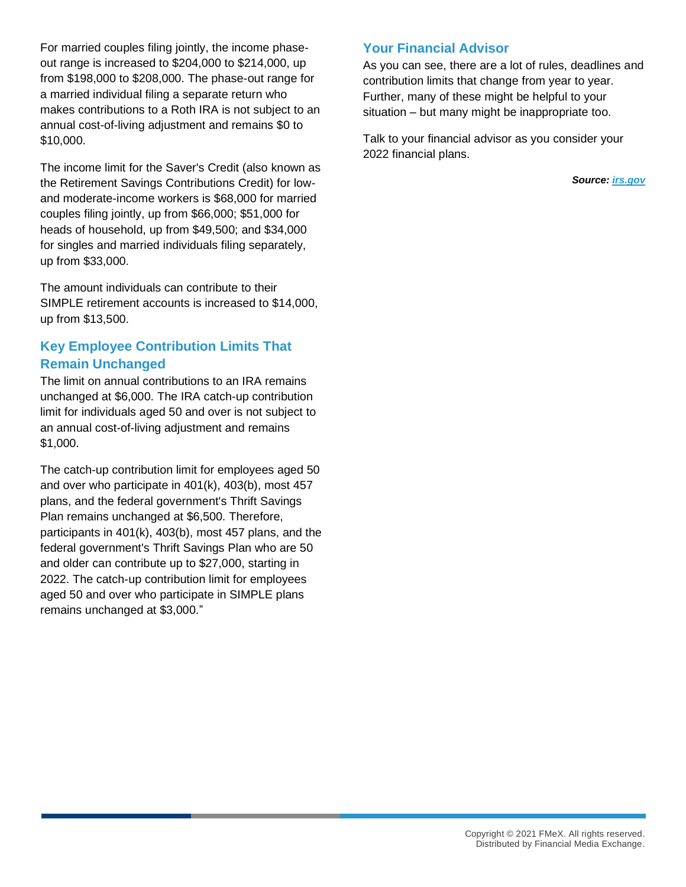For married couples filing jointly, the income phase-out range is increased to $204,000 to $214,000, up from $198,000 to $208,000. The phase-out range for a married individual filing a separate return who makes contributions to a Roth IRA is not subject to an annual cost-of-living adjustment and remains $0 to $10,000.

The income limit for the Saver's Credit (also known as the Retirement Savings Contributions Credit) for low- and moderate-income workers is $68,000 for married couples filing jointly, up from $66,000; $51,000 for heads of household, up from $49,500; and $34,000 for singles and married individuals filing separately, up from $33,000.

The amount individuals can contribute to their SIMPLE retirement accounts is increased to $14,000, up from $13,500.

## Key Employee Contribution Limits That Remain Unchanged

The limit on annual contributions to an IRA remains unchanged at $6,000. The IRA catch-up contribution limit for individuals aged 50 and over is not subject to an annual cost-of-living adjustment and remains $1,000.

The catch-up contribution limit for employees aged 50 and over who participate in 401(k), 403(b), most 457 plans, and the federal government's Thrift Savings Plan remains unchanged at $6,500. Therefore, participants in 401(k), 403(b), most 457 plans, and the federal government's Thrift Savings Plan who are 50 and older can contribute up to $27,000, starting in 2022. The catch-up contribution limit for employees aged 50 and over who participate in SIMPLE plans remains unchanged at $3,000."

## Your Financial Advisor

As you can see, there are a lot of rules, deadlines and contribution limits that change from year to year. Further, many of these might be helpful to your situation – but many might be inappropriate too.

Talk to your financial advisor as you consider your 2022 financial plans.

***Source: irs.gov***

Copyright © 2021 FMeX. All rights reserved.
Distributed by Financial Media Exchange.